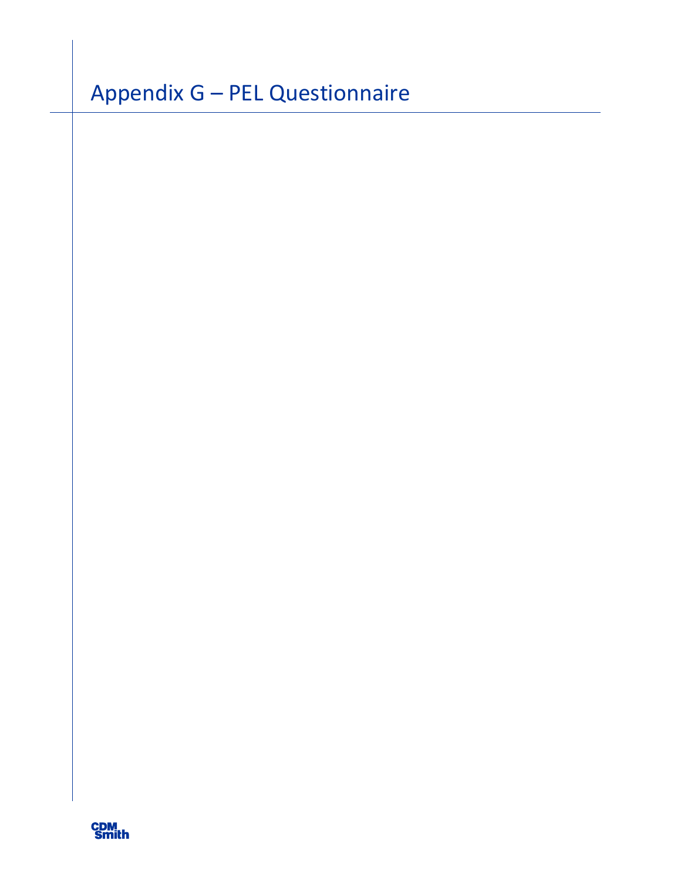# Appendix G – PEL Questionnaire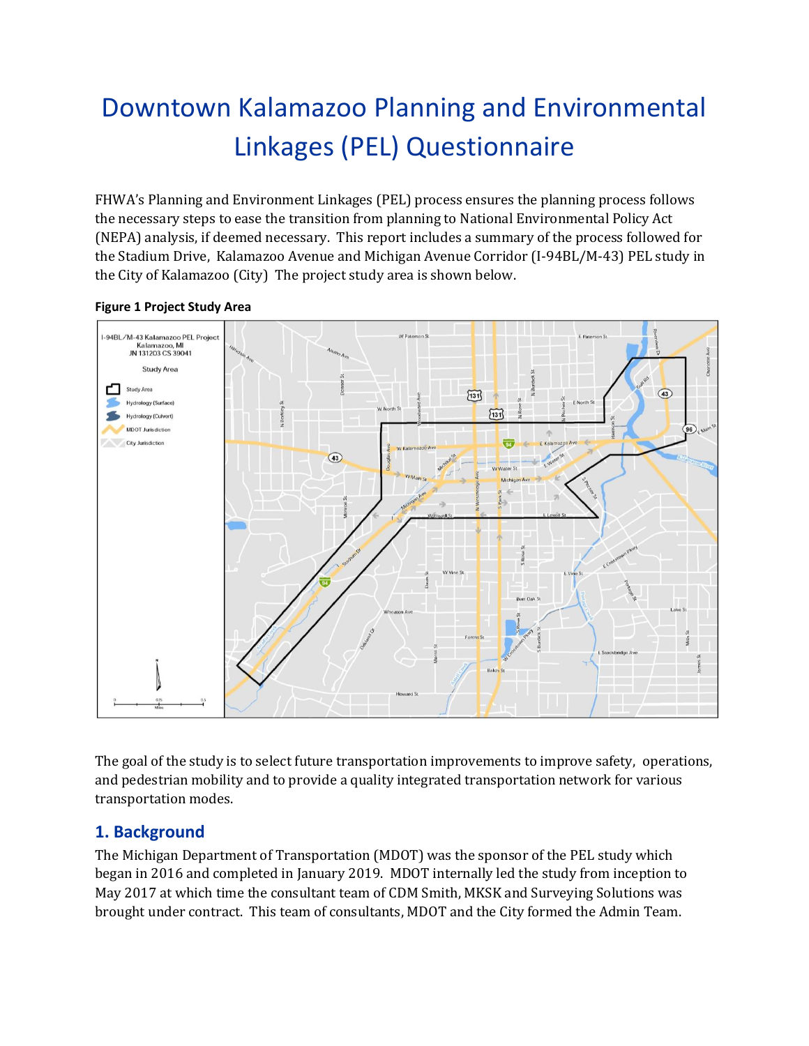# Downtown Kalamazoo Planning and Environmental Linkages (PEL) Questionnaire

FHWA's Planning and Environment Linkages (PEL) process ensures the planning process follows the necessary steps to ease the transition from planning to National Environmental Policy Act (NEPA) analysis, if deemed necessary. This report includes a summary of the process followed for the Stadium Drive, Kalamazoo Avenue and Michigan Avenue Corridor (I-94BL/M-43) PEL study in the City of Kalamazoo (City) The project study area is shown below.

**Figure 1 Project Study Area**

The goal of the study is to select future transportation improvements to improve safety, operations, and pedestrian mobility and to provide a quality integrated transportation network for various transportation modes.

## 1. Background

The Michigan Department of Transportation (MDOT) was the sponsor of the PEL study which began in 2016 and completed in January 2019. MDOT internally led the study from inception to May 2017 at which time the consultant team of CDM Smith, MKSK and Surveying Solutions was brought under contract. This team of consultants, MDOT and the City formed the Admin Team.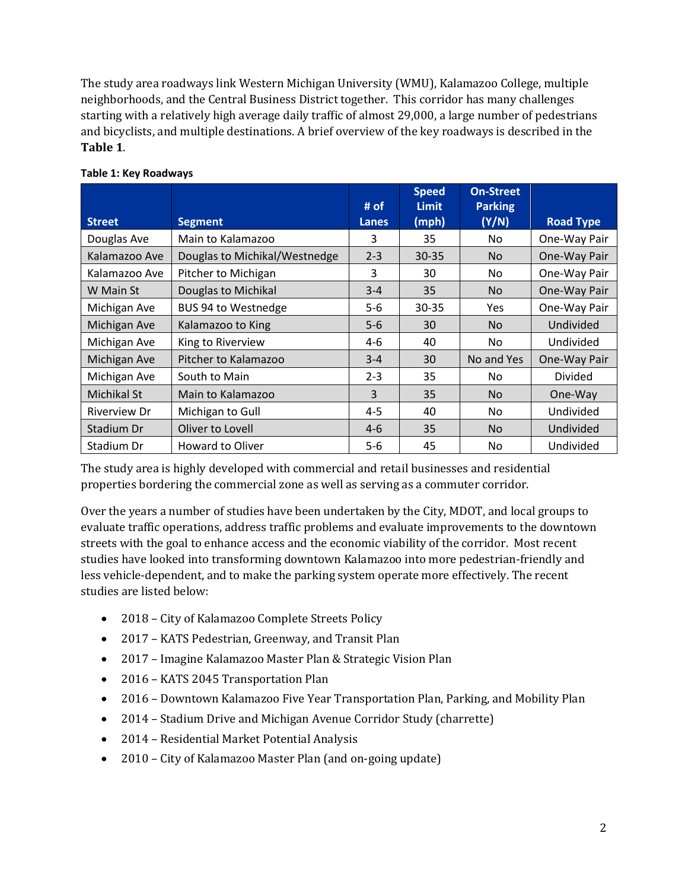The study area roadways link Western Michigan University (WMU), Kalamazoo College, multiple neighborhoods, and the Central Business District together. This corridor has many challenges starting with a relatively high average daily traffic of almost 29,000, a large number of pedestrians and bicyclists, and multiple destinations. A brief overview of the key roadways is described in the **Table 1**.

**Table 1: Key Roadways**

| Street | Segment | # of Lanes | Speed Limit (mph) | On-Street Parking (Y/N) | Road Type |
|---|---|---|---|---|---|
| Douglas Ave | Main to Kalamazoo | 3 | 35 | No | One-Way Pair |
| Kalamazoo Ave | Douglas to Michikal/Westnedge | 2-3 | 30-35 | No | One-Way Pair |
| Kalamazoo Ave | Pitcher to Michigan | 3 | 30 | No | One-Way Pair |
| W Main St | Douglas to Michikal | 3-4 | 35 | No | One-Way Pair |
| Michigan Ave | BUS 94 to Westnedge | 5-6 | 30-35 | Yes | One-Way Pair |
| Michigan Ave | Kalamazoo to King | 5-6 | 30 | No | Undivided |
| Michigan Ave | King to Riverview | 4-6 | 40 | No | Undivided |
| Michigan Ave | Pitcher to Kalamazoo | 3-4 | 30 | No and Yes | One-Way Pair |
| Michigan Ave | South to Main | 2-3 | 35 | No | Divided |
| Michikal St | Main to Kalamazoo | 3 | 35 | No | One-Way |
| Riverview Dr | Michigan to Gull | 4-5 | 40 | No | Undivided |
| Stadium Dr | Oliver to Lovell | 4-6 | 35 | No | Undivided |
| Stadium Dr | Howard to Oliver | 5-6 | 45 | No | Undivided |

The study area is highly developed with commercial and retail businesses and residential properties bordering the commercial zone as well as serving as a commuter corridor.

Over the years a number of studies have been undertaken by the City, MDOT, and local groups to evaluate traffic operations, address traffic problems and evaluate improvements to the downtown streets with the goal to enhance access and the economic viability of the corridor. Most recent studies have looked into transforming downtown Kalamazoo into more pedestrian-friendly and less vehicle-dependent, and to make the parking system operate more effectively. The recent studies are listed below:

- 2018 – City of Kalamazoo Complete Streets Policy
- 2017 – KATS Pedestrian, Greenway, and Transit Plan
- 2017 – Imagine Kalamazoo Master Plan & Strategic Vision Plan
- 2016 – KATS 2045 Transportation Plan
- 2016 – Downtown Kalamazoo Five Year Transportation Plan, Parking, and Mobility Plan
- 2014 – Stadium Drive and Michigan Avenue Corridor Study (charrette)
- 2014 – Residential Market Potential Analysis
- 2010 – City of Kalamazoo Master Plan (and on-going update)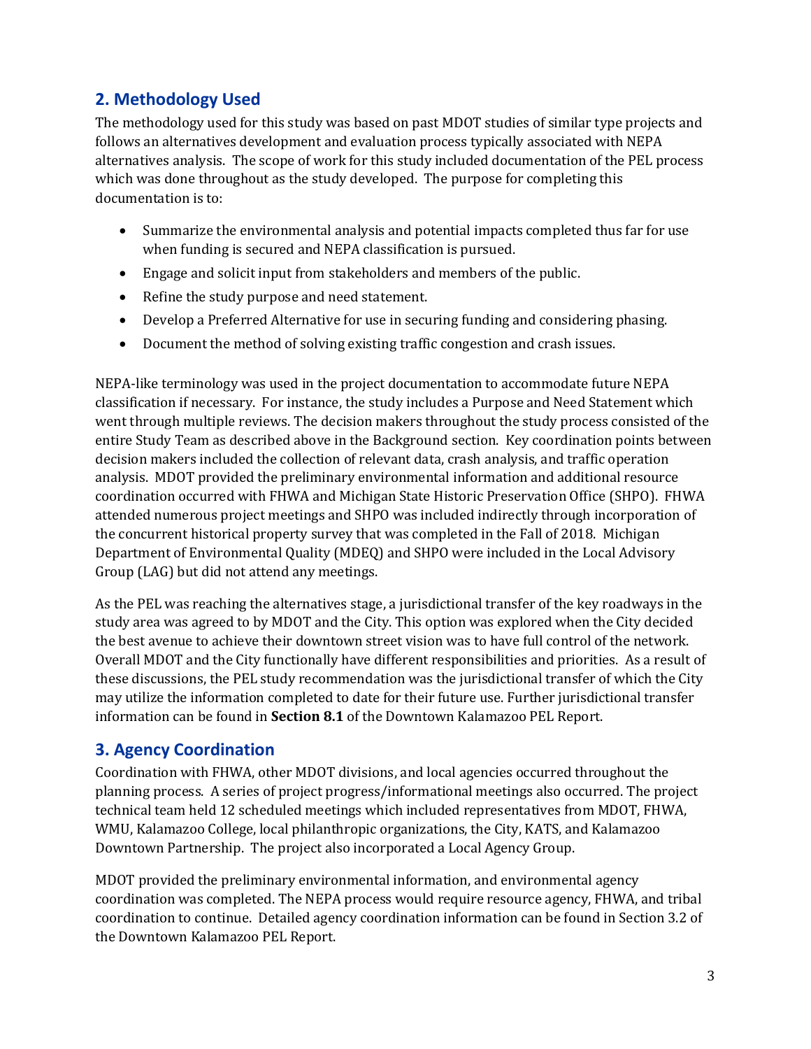## 2. Methodology Used

The methodology used for this study was based on past MDOT studies of similar type projects and follows an alternatives development and evaluation process typically associated with NEPA alternatives analysis. The scope of work for this study included documentation of the PEL process which was done throughout as the study developed. The purpose for completing this documentation is to:

- Summarize the environmental analysis and potential impacts completed thus far for use when funding is secured and NEPA classification is pursued.
- Engage and solicit input from stakeholders and members of the public.
- Refine the study purpose and need statement.
- Develop a Preferred Alternative for use in securing funding and considering phasing.
- Document the method of solving existing traffic congestion and crash issues.

NEPA-like terminology was used in the project documentation to accommodate future NEPA classification if necessary. For instance, the study includes a Purpose and Need Statement which went through multiple reviews. The decision makers throughout the study process consisted of the entire Study Team as described above in the Background section. Key coordination points between decision makers included the collection of relevant data, crash analysis, and traffic operation analysis. MDOT provided the preliminary environmental information and additional resource coordination occurred with FHWA and Michigan State Historic Preservation Office (SHPO). FHWA attended numerous project meetings and SHPO was included indirectly through incorporation of the concurrent historical property survey that was completed in the Fall of 2018. Michigan Department of Environmental Quality (MDEQ) and SHPO were included in the Local Advisory Group (LAG) but did not attend any meetings.

As the PEL was reaching the alternatives stage, a jurisdictional transfer of the key roadways in the study area was agreed to by MDOT and the City. This option was explored when the City decided the best avenue to achieve their downtown street vision was to have full control of the network. Overall MDOT and the City functionally have different responsibilities and priorities. As a result of these discussions, the PEL study recommendation was the jurisdictional transfer of which the City may utilize the information completed to date for their future use. Further jurisdictional transfer information can be found in **Section 8.1** of the Downtown Kalamazoo PEL Report.

## 3. Agency Coordination

Coordination with FHWA, other MDOT divisions, and local agencies occurred throughout the planning process. A series of project progress/informational meetings also occurred. The project technical team held 12 scheduled meetings which included representatives from MDOT, FHWA, WMU, Kalamazoo College, local philanthropic organizations, the City, KATS, and Kalamazoo Downtown Partnership. The project also incorporated a Local Agency Group.

MDOT provided the preliminary environmental information, and environmental agency coordination was completed. The NEPA process would require resource agency, FHWA, and tribal coordination to continue. Detailed agency coordination information can be found in Section 3.2 of the Downtown Kalamazoo PEL Report.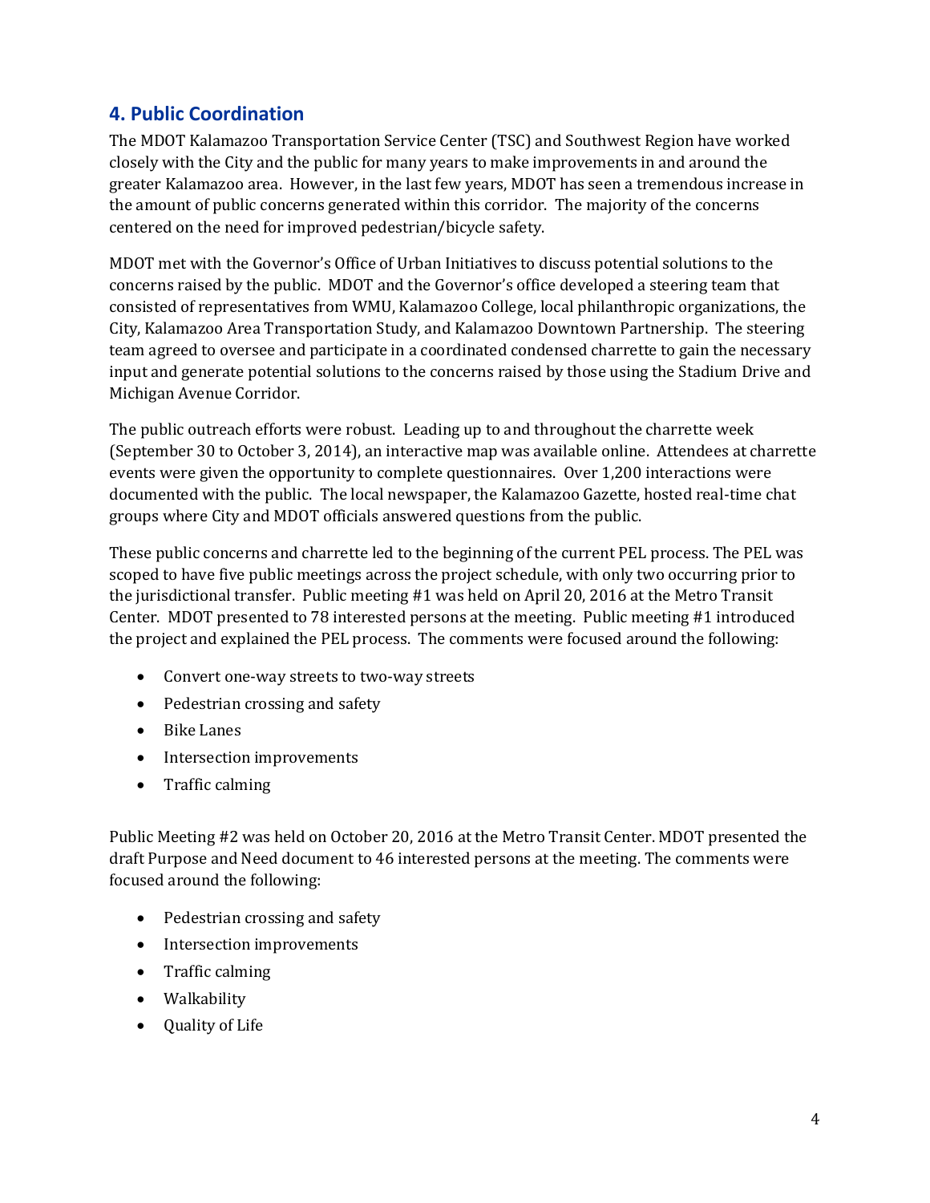## 4. Public Coordination

The MDOT Kalamazoo Transportation Service Center (TSC) and Southwest Region have worked closely with the City and the public for many years to make improvements in and around the greater Kalamazoo area. However, in the last few years, MDOT has seen a tremendous increase in the amount of public concerns generated within this corridor. The majority of the concerns centered on the need for improved pedestrian/bicycle safety.

MDOT met with the Governor's Office of Urban Initiatives to discuss potential solutions to the concerns raised by the public. MDOT and the Governor's office developed a steering team that consisted of representatives from WMU, Kalamazoo College, local philanthropic organizations, the City, Kalamazoo Area Transportation Study, and Kalamazoo Downtown Partnership. The steering team agreed to oversee and participate in a coordinated condensed charrette to gain the necessary input and generate potential solutions to the concerns raised by those using the Stadium Drive and Michigan Avenue Corridor.

The public outreach efforts were robust. Leading up to and throughout the charrette week (September 30 to October 3, 2014), an interactive map was available online. Attendees at charrette events were given the opportunity to complete questionnaires. Over 1,200 interactions were documented with the public. The local newspaper, the Kalamazoo Gazette, hosted real-time chat groups where City and MDOT officials answered questions from the public.

These public concerns and charrette led to the beginning of the current PEL process. The PEL was scoped to have five public meetings across the project schedule, with only two occurring prior to the jurisdictional transfer. Public meeting #1 was held on April 20, 2016 at the Metro Transit Center. MDOT presented to 78 interested persons at the meeting. Public meeting #1 introduced the project and explained the PEL process. The comments were focused around the following:

- Convert one-way streets to two-way streets
- Pedestrian crossing and safety
- Bike Lanes
- Intersection improvements
- Traffic calming

Public Meeting #2 was held on October 20, 2016 at the Metro Transit Center. MDOT presented the draft Purpose and Need document to 46 interested persons at the meeting. The comments were focused around the following:

- Pedestrian crossing and safety
- Intersection improvements
- Traffic calming
- Walkability
- Quality of Life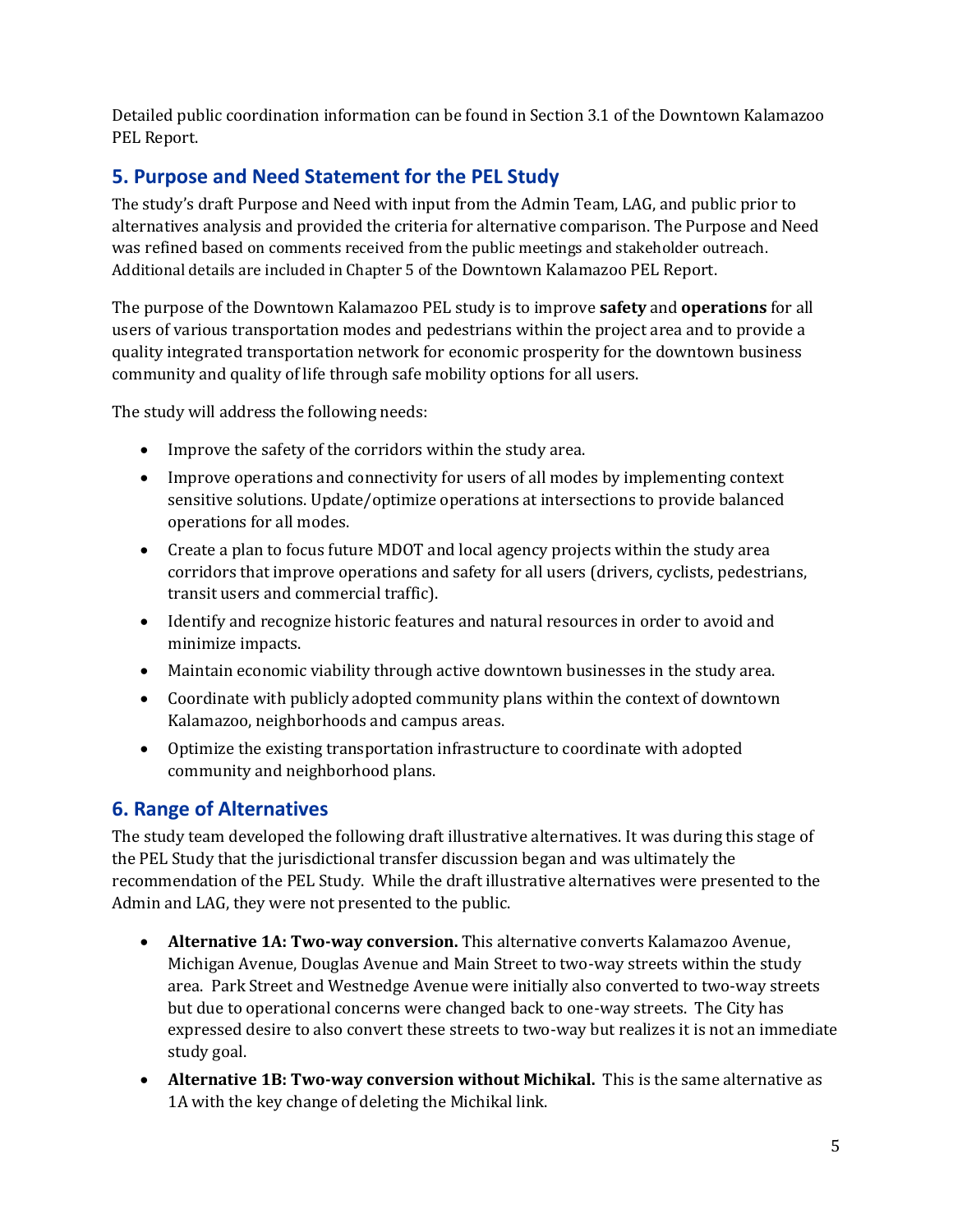Detailed public coordination information can be found in Section 3.1 of the Downtown Kalamazoo PEL Report.

## 5. Purpose and Need Statement for the PEL Study

The study's draft Purpose and Need with input from the Admin Team, LAG, and public prior to alternatives analysis and provided the criteria for alternative comparison. The Purpose and Need was refined based on comments received from the public meetings and stakeholder outreach. Additional details are included in Chapter 5 of the Downtown Kalamazoo PEL Report.

The purpose of the Downtown Kalamazoo PEL study is to improve **safety** and **operations** for all users of various transportation modes and pedestrians within the project area and to provide a quality integrated transportation network for economic prosperity for the downtown business community and quality of life through safe mobility options for all users.

The study will address the following needs:

- Improve the safety of the corridors within the study area.
- Improve operations and connectivity for users of all modes by implementing context sensitive solutions. Update/optimize operations at intersections to provide balanced operations for all modes.
- Create a plan to focus future MDOT and local agency projects within the study area corridors that improve operations and safety for all users (drivers, cyclists, pedestrians, transit users and commercial traffic).
- Identify and recognize historic features and natural resources in order to avoid and minimize impacts.
- Maintain economic viability through active downtown businesses in the study area.
- Coordinate with publicly adopted community plans within the context of downtown Kalamazoo, neighborhoods and campus areas.
- Optimize the existing transportation infrastructure to coordinate with adopted community and neighborhood plans.

## 6. Range of Alternatives

The study team developed the following draft illustrative alternatives. It was during this stage of the PEL Study that the jurisdictional transfer discussion began and was ultimately the recommendation of the PEL Study. While the draft illustrative alternatives were presented to the Admin and LAG, they were not presented to the public.

- **Alternative 1A: Two-way conversion.** This alternative converts Kalamazoo Avenue, Michigan Avenue, Douglas Avenue and Main Street to two-way streets within the study area. Park Street and Westnedge Avenue were initially also converted to two-way streets but due to operational concerns were changed back to one-way streets. The City has expressed desire to also convert these streets to two-way but realizes it is not an immediate study goal.
- **Alternative 1B: Two-way conversion without Michikal.** This is the same alternative as 1A with the key change of deleting the Michikal link.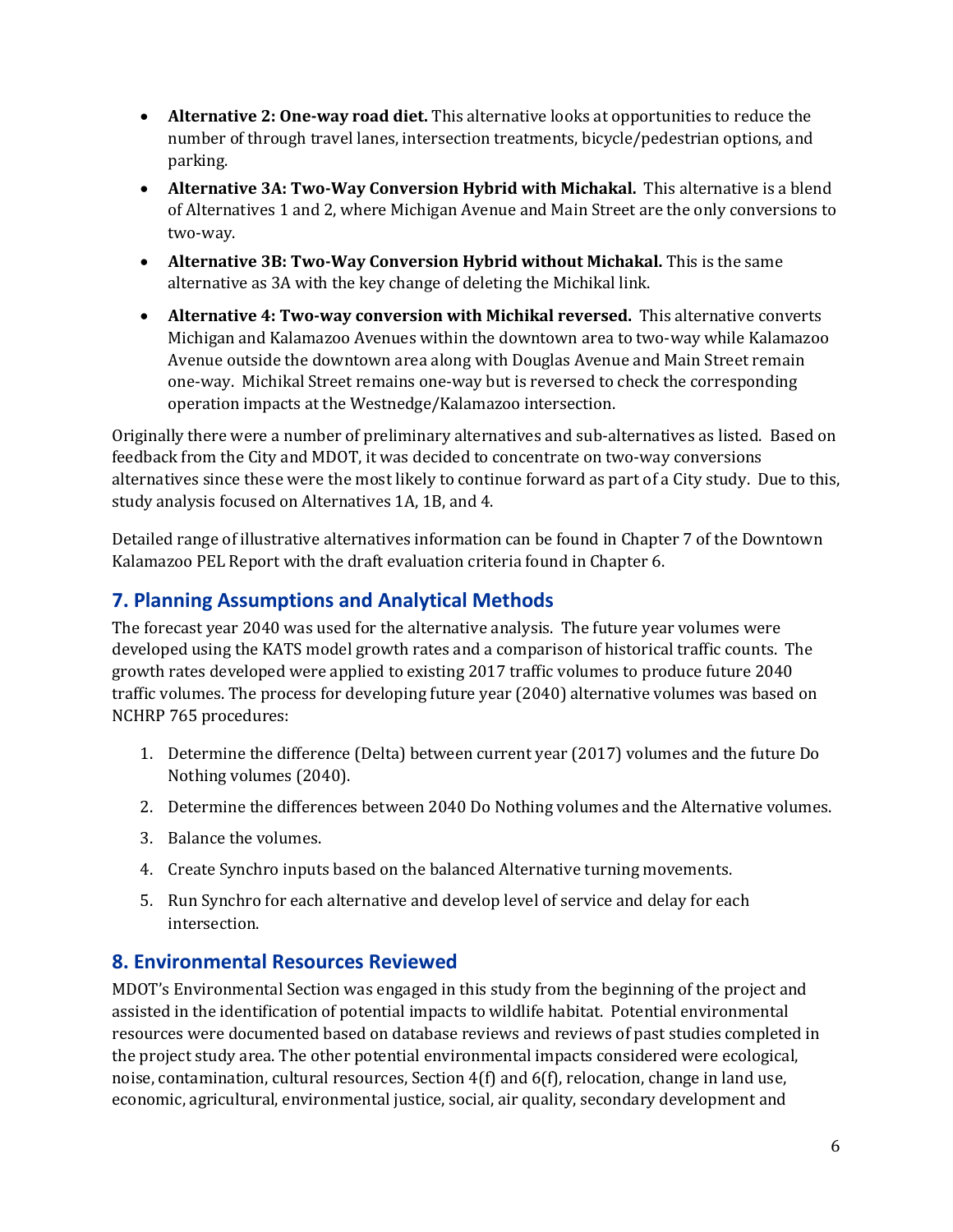- **Alternative 2: One-way road diet.** This alternative looks at opportunities to reduce the number of through travel lanes, intersection treatments, bicycle/pedestrian options, and parking.
- **Alternative 3A: Two-Way Conversion Hybrid with Michakal.** This alternative is a blend of Alternatives 1 and 2, where Michigan Avenue and Main Street are the only conversions to two-way.
- **Alternative 3B: Two-Way Conversion Hybrid without Michakal.** This is the same alternative as 3A with the key change of deleting the Michikal link.
- **Alternative 4: Two-way conversion with Michikal reversed.** This alternative converts Michigan and Kalamazoo Avenues within the downtown area to two-way while Kalamazoo Avenue outside the downtown area along with Douglas Avenue and Main Street remain one-way. Michikal Street remains one-way but is reversed to check the corresponding operation impacts at the Westnedge/Kalamazoo intersection.

Originally there were a number of preliminary alternatives and sub-alternatives as listed. Based on feedback from the City and MDOT, it was decided to concentrate on two-way conversions alternatives since these were the most likely to continue forward as part of a City study. Due to this, study analysis focused on Alternatives 1A, 1B, and 4.

Detailed range of illustrative alternatives information can be found in Chapter 7 of the Downtown Kalamazoo PEL Report with the draft evaluation criteria found in Chapter 6.

## 7. Planning Assumptions and Analytical Methods

The forecast year 2040 was used for the alternative analysis. The future year volumes were developed using the KATS model growth rates and a comparison of historical traffic counts. The growth rates developed were applied to existing 2017 traffic volumes to produce future 2040 traffic volumes. The process for developing future year (2040) alternative volumes was based on NCHRP 765 procedures:

1. Determine the difference (Delta) between current year (2017) volumes and the future Do Nothing volumes (2040).
2. Determine the differences between 2040 Do Nothing volumes and the Alternative volumes.
3. Balance the volumes.
4. Create Synchro inputs based on the balanced Alternative turning movements.
5. Run Synchro for each alternative and develop level of service and delay for each intersection.

## 8. Environmental Resources Reviewed

MDOT's Environmental Section was engaged in this study from the beginning of the project and assisted in the identification of potential impacts to wildlife habitat. Potential environmental resources were documented based on database reviews and reviews of past studies completed in the project study area. The other potential environmental impacts considered were ecological, noise, contamination, cultural resources, Section 4(f) and 6(f), relocation, change in land use, economic, agricultural, environmental justice, social, air quality, secondary development and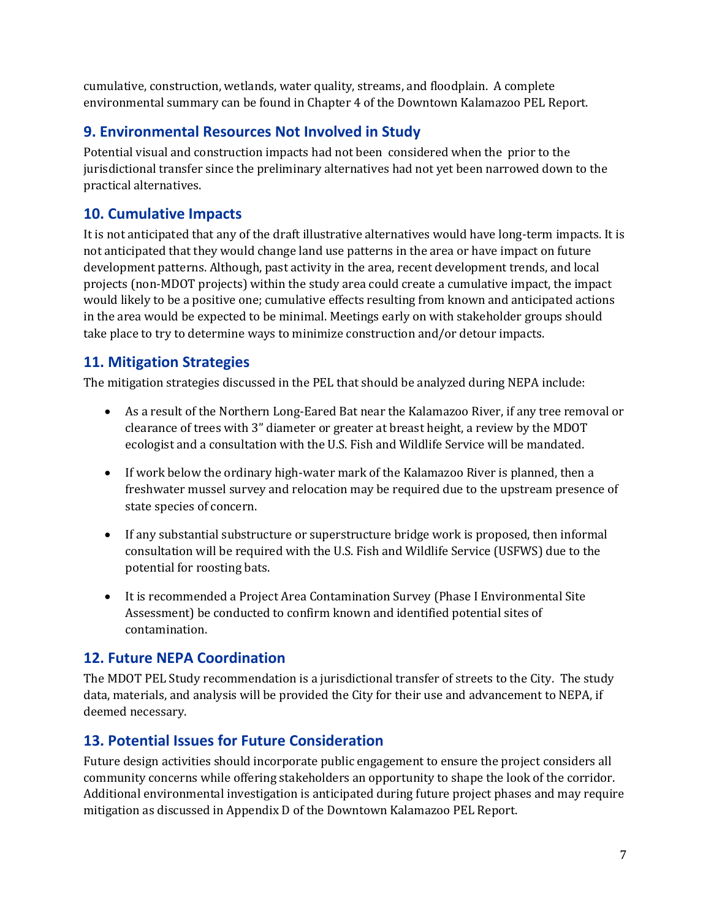cumulative, construction, wetlands, water quality, streams, and floodplain. A complete environmental summary can be found in Chapter 4 of the Downtown Kalamazoo PEL Report.

## 9. Environmental Resources Not Involved in Study

Potential visual and construction impacts had not been considered when the prior to the jurisdictional transfer since the preliminary alternatives had not yet been narrowed down to the practical alternatives.

## 10. Cumulative Impacts

It is not anticipated that any of the draft illustrative alternatives would have long-term impacts. It is not anticipated that they would change land use patterns in the area or have impact on future development patterns. Although, past activity in the area, recent development trends, and local projects (non-MDOT projects) within the study area could create a cumulative impact, the impact would likely to be a positive one; cumulative effects resulting from known and anticipated actions in the area would be expected to be minimal. Meetings early on with stakeholder groups should take place to try to determine ways to minimize construction and/or detour impacts.

## 11. Mitigation Strategies

The mitigation strategies discussed in the PEL that should be analyzed during NEPA include:

- As a result of the Northern Long-Eared Bat near the Kalamazoo River, if any tree removal or clearance of trees with 3" diameter or greater at breast height, a review by the MDOT ecologist and a consultation with the U.S. Fish and Wildlife Service will be mandated.
- If work below the ordinary high-water mark of the Kalamazoo River is planned, then a freshwater mussel survey and relocation may be required due to the upstream presence of state species of concern.
- If any substantial substructure or superstructure bridge work is proposed, then informal consultation will be required with the U.S. Fish and Wildlife Service (USFWS) due to the potential for roosting bats.
- It is recommended a Project Area Contamination Survey (Phase I Environmental Site Assessment) be conducted to confirm known and identified potential sites of contamination.

## 12. Future NEPA Coordination

The MDOT PEL Study recommendation is a jurisdictional transfer of streets to the City. The study data, materials, and analysis will be provided the City for their use and advancement to NEPA, if deemed necessary.

## 13. Potential Issues for Future Consideration

Future design activities should incorporate public engagement to ensure the project considers all community concerns while offering stakeholders an opportunity to shape the look of the corridor. Additional environmental investigation is anticipated during future project phases and may require mitigation as discussed in Appendix D of the Downtown Kalamazoo PEL Report.